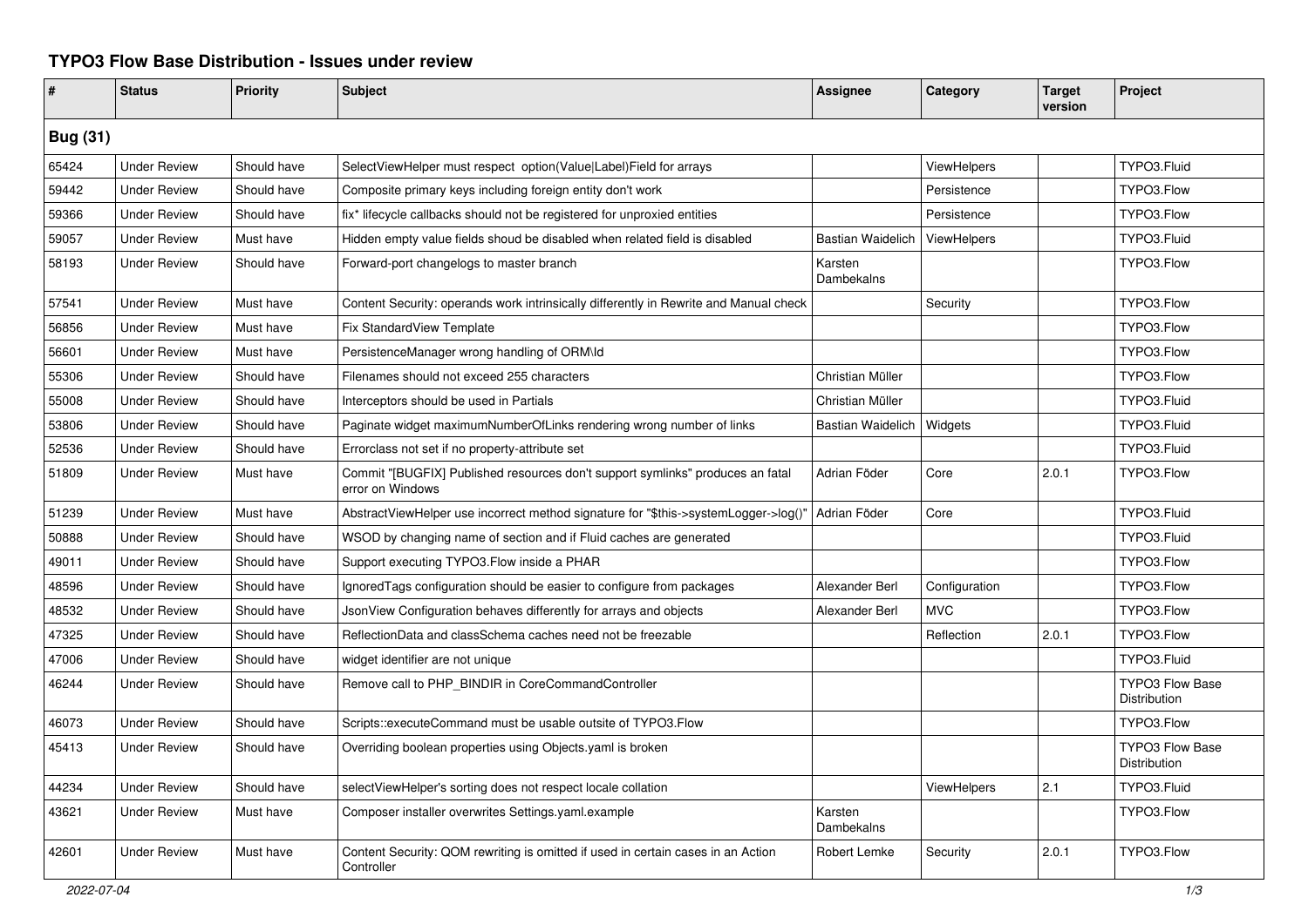# TYPO3 Flow Base Distribution - Issues under review

| # | Status | Priority | Subject | Assignee | Category | Target version | Project |
|---|---|---|---|---|---|---|---|
| **Bug (31)** | | | | | | | |
| 65424 | Under Review | Should have | SelectViewHelper must respect option(Value\|Label)Field for arrays | | ViewHelpers | | TYPO3.Fluid |
| 59442 | Under Review | Should have | Composite primary keys including foreign entity don't work | | Persistence | | TYPO3.Flow |
| 59366 | Under Review | Should have | fix* lifecycle callbacks should not be registered for unproxied entities | | Persistence | | TYPO3.Flow |
| 59057 | Under Review | Must have | Hidden empty value fields shoud be disabled when related field is disabled | Bastian Waidelich | ViewHelpers | | TYPO3.Fluid |
| 58193 | Under Review | Should have | Forward-port changelogs to master branch | Karsten Dambekalns | | | TYPO3.Flow |
| 57541 | Under Review | Must have | Content Security: operands work intrinsically differently in Rewrite and Manual check | | Security | | TYPO3.Flow |
| 56856 | Under Review | Must have | Fix StandardView Template | | | | TYPO3.Flow |
| 56601 | Under Review | Must have | PersistenceManager wrong handling of ORM\Id | | | | TYPO3.Flow |
| 55306 | Under Review | Should have | Filenames should not exceed 255 characters | Christian Müller | | | TYPO3.Flow |
| 55008 | Under Review | Should have | Interceptors should be used in Partials | Christian Müller | | | TYPO3.Fluid |
| 53806 | Under Review | Should have | Paginate widget maximumNumberOfLinks rendering wrong number of links | Bastian Waidelich | Widgets | | TYPO3.Fluid |
| 52536 | Under Review | Should have | Errorclass not set if no property-attribute set | | | | TYPO3.Fluid |
| 51809 | Under Review | Must have | Commit "[BUGFIX] Published resources don't support symlinks" produces an fatal error on Windows | Adrian Föder | Core | 2.0.1 | TYPO3.Flow |
| 51239 | Under Review | Must have | AbstractViewHelper use incorrect method signature for "$this->systemLogger->log()" | Adrian Föder | Core | | TYPO3.Fluid |
| 50888 | Under Review | Should have | WSOD by changing name of section and if Fluid caches are generated | | | | TYPO3.Fluid |
| 49011 | Under Review | Should have | Support executing TYPO3.Flow inside a PHAR | | | | TYPO3.Flow |
| 48596 | Under Review | Should have | IgnoredTags configuration should be easier to configure from packages | Alexander Berl | Configuration | | TYPO3.Flow |
| 48532 | Under Review | Should have | JsonView Configuration behaves differently for arrays and objects | Alexander Berl | MVC | | TYPO3.Flow |
| 47325 | Under Review | Should have | ReflectionData and classSchema caches need not be freezable | | Reflection | 2.0.1 | TYPO3.Flow |
| 47006 | Under Review | Should have | widget identifier are not unique | | | | TYPO3.Fluid |
| 46244 | Under Review | Should have | Remove call to PHP_BINDIR in CoreCommandController | | | | TYPO3 Flow Base Distribution |
| 46073 | Under Review | Should have | Scripts::executeCommand must be usable outsite of TYPO3.Flow | | | | TYPO3.Flow |
| 45413 | Under Review | Should have | Overriding boolean properties using Objects.yaml is broken | | | | TYPO3 Flow Base Distribution |
| 44234 | Under Review | Should have | selectViewHelper's sorting does not respect locale collation | | ViewHelpers | 2.1 | TYPO3.Fluid |
| 43621 | Under Review | Must have | Composer installer overwrites Settings.yaml.example | Karsten Dambekalns | | | TYPO3.Flow |
| 42601 | Under Review | Must have | Content Security: QOM rewriting is omitted if used in certain cases in an Action Controller | Robert Lemke | Security | 2.0.1 | TYPO3.Flow |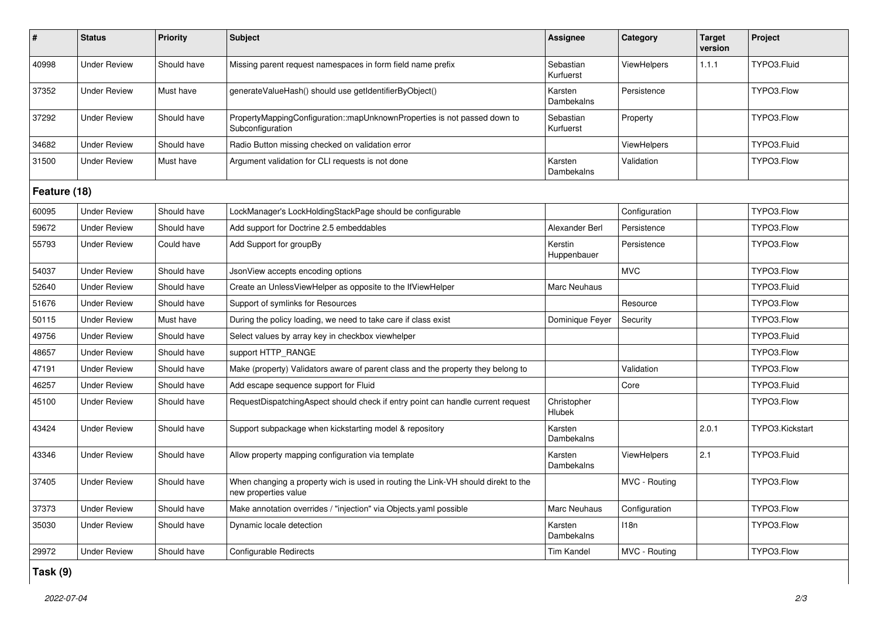| # | Status | Priority | Subject | Assignee | Category | Target version | Project |
|---|---|---|---|---|---|---|---|
| 40998 | Under Review | Should have | Missing parent request namespaces in form field name prefix | Sebastian Kurfuerst | ViewHelpers | 1.1.1 | TYPO3.Fluid |
| 37352 | Under Review | Must have | generateValueHash() should use getIdentifierByObject() | Karsten Dambekalns | Persistence | | TYPO3.Flow |
| 37292 | Under Review | Should have | PropertyMappingConfiguration::mapUnknownProperties is not passed down to Subconfiguration | Sebastian Kurfuerst | Property | | TYPO3.Flow |
| 34682 | Under Review | Should have | Radio Button missing checked on validation error | | ViewHelpers | | TYPO3.Fluid |
| 31500 | Under Review | Must have | Argument validation for CLI requests is not done | Karsten Dambekalns | Validation | | TYPO3.Flow |

## Feature (18)

| # | Status | Priority | Subject | Assignee | Category | Target version | Project |
|---|---|---|---|---|---|---|---|
| 60095 | Under Review | Should have | LockManager's LockHoldingStackPage should be configurable | | Configuration | | TYPO3.Flow |
| 59672 | Under Review | Should have | Add support for Doctrine 2.5 embeddables | Alexander Berl | Persistence | | TYPO3.Flow |
| 55793 | Under Review | Could have | Add Support for groupBy | Kerstin Huppenbauer | Persistence | | TYPO3.Flow |
| 54037 | Under Review | Should have | JsonView accepts encoding options | | MVC | | TYPO3.Flow |
| 52640 | Under Review | Should have | Create an UnlessViewHelper as opposite to the IfViewHelper | Marc Neuhaus | | | TYPO3.Fluid |
| 51676 | Under Review | Should have | Support of symlinks for Resources | | Resource | | TYPO3.Flow |
| 50115 | Under Review | Must have | During the policy loading, we need to take care if class exist | Dominique Feyer | Security | | TYPO3.Flow |
| 49756 | Under Review | Should have | Select values by array key in checkbox viewhelper | | | | TYPO3.Fluid |
| 48657 | Under Review | Should have | support HTTP_RANGE | | | | TYPO3.Flow |
| 47191 | Under Review | Should have | Make (property) Validators aware of parent class and the property they belong to | | Validation | | TYPO3.Flow |
| 46257 | Under Review | Should have | Add escape sequence support for Fluid | | Core | | TYPO3.Fluid |
| 45100 | Under Review | Should have | RequestDispatchingAspect should check if entry point can handle current request | Christopher Hlubek | | | TYPO3.Flow |
| 43424 | Under Review | Should have | Support subpackage when kickstarting model & repository | Karsten Dambekalns | | 2.0.1 | TYPO3.Kickstart |
| 43346 | Under Review | Should have | Allow property mapping configuration via template | Karsten Dambekalns | ViewHelpers | 2.1 | TYPO3.Fluid |
| 37405 | Under Review | Should have | When changing a property wich is used in routing the Link-VH should direkt to the new properties value | | MVC - Routing | | TYPO3.Flow |
| 37373 | Under Review | Should have | Make annotation overrides / "injection" via Objects.yaml possible | Marc Neuhaus | Configuration | | TYPO3.Flow |
| 35030 | Under Review | Should have | Dynamic locale detection | Karsten Dambekalns | I18n | | TYPO3.Flow |
| 29972 | Under Review | Should have | Configurable Redirects | Tim Kandel | MVC - Routing | | TYPO3.Flow |

## Task (9)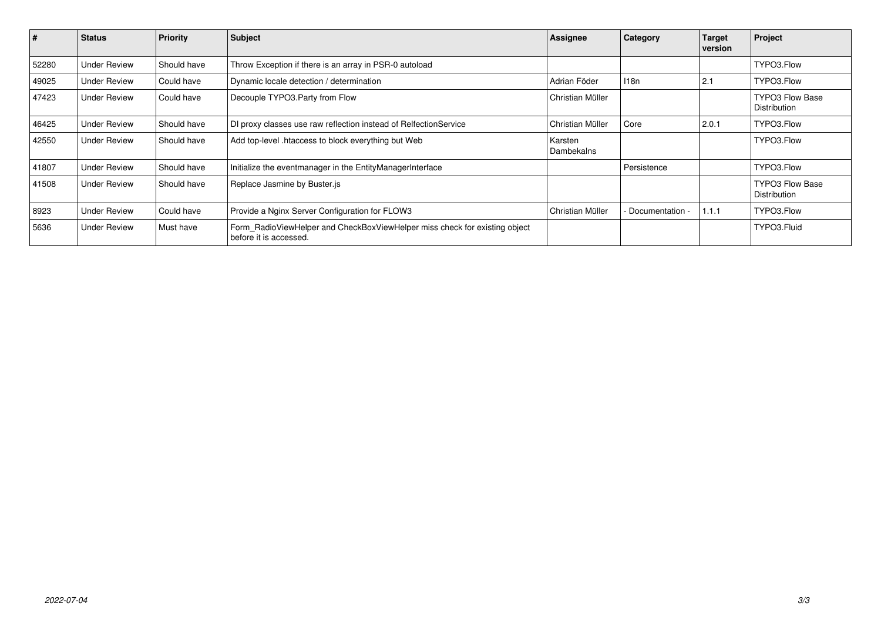| # | Status | Priority | Subject | Assignee | Category | Target version | Project |
|---|---|---|---|---|---|---|---|
| 52280 | Under Review | Should have | Throw Exception if there is an array in PSR-0 autoload | | | | TYPO3.Flow |
| 49025 | Under Review | Could have | Dynamic locale detection / determination | Adrian Föder | I18n | 2.1 | TYPO3.Flow |
| 47423 | Under Review | Could have | Decouple TYPO3.Party from Flow | Christian Müller | | | TYPO3 Flow Base Distribution |
| 46425 | Under Review | Should have | DI proxy classes use raw reflection instead of RelfectionService | Christian Müller | Core | 2.0.1 | TYPO3.Flow |
| 42550 | Under Review | Should have | Add top-level .htaccess to block everything but Web | Karsten Dambekalns | | | TYPO3.Flow |
| 41807 | Under Review | Should have | Initialize the eventmanager in the EntityManagerInterface | | Persistence | | TYPO3.Flow |
| 41508 | Under Review | Should have | Replace Jasmine by Buster.js | | | | TYPO3 Flow Base Distribution |
| 8923 | Under Review | Could have | Provide a Nginx Server Configuration for FLOW3 | Christian Müller | - Documentation - | 1.1.1 | TYPO3.Flow |
| 5636 | Under Review | Must have | Form_RadioViewHelper and CheckBoxViewHelper miss check for existing object before it is accessed. | | | | TYPO3.Fluid |

*2022-07-04*